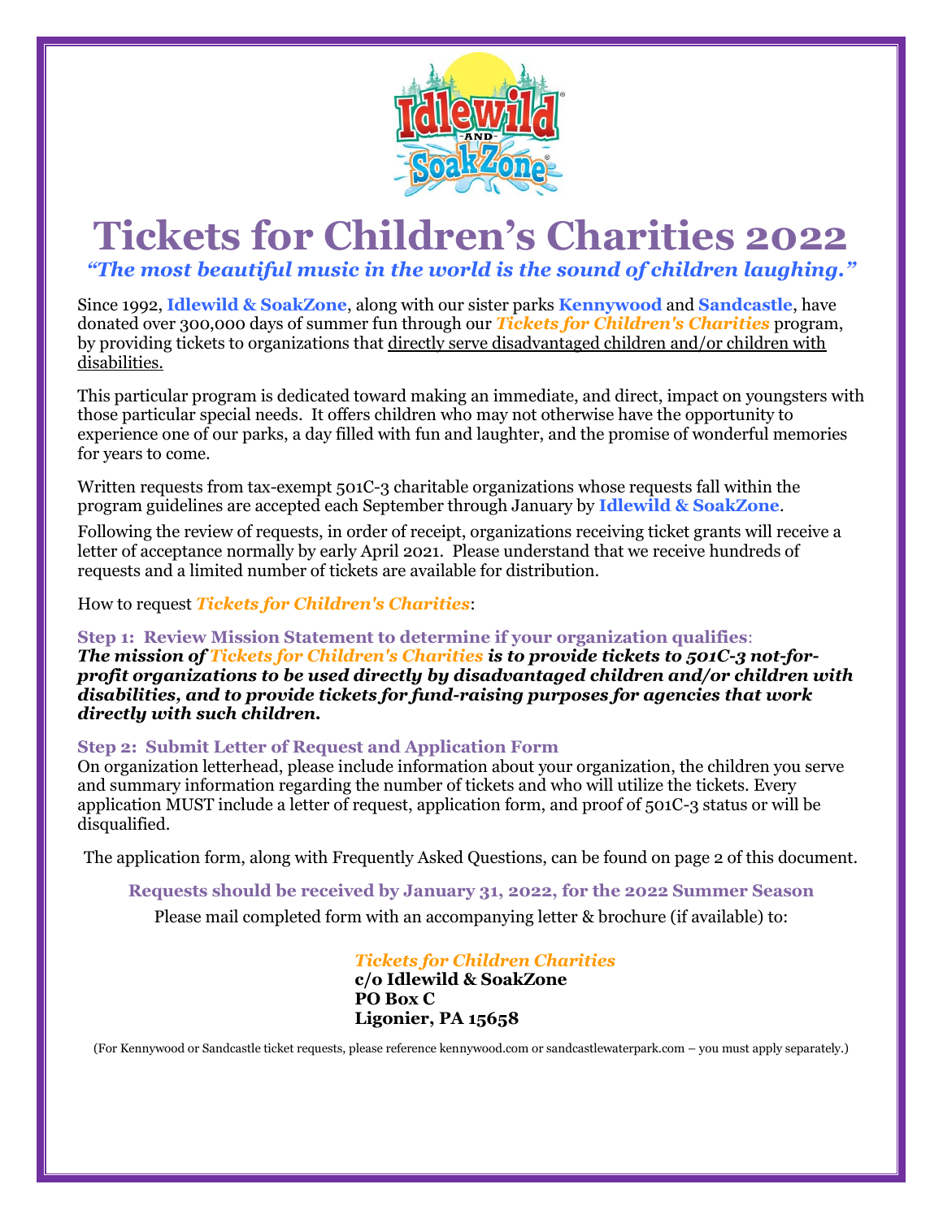# Tickets for Children's Charities 2022

*"The most beautiful music in the world is the sound of children laughing."*

Since 1992, **Idlewild & SoakZone**, along with our sister parks **Kennywood** and **Sandcastle**, have donated over 300,000 days of summer fun through our ***Tickets for Children's Charities*** program, by providing tickets to organizations that directly serve disadvantaged children and/or children with disabilities.

This particular program is dedicated toward making an immediate, and direct, impact on youngsters with those particular special needs. It offers children who may not otherwise have the opportunity to experience one of our parks, a day filled with fun and laughter, and the promise of wonderful memories for years to come.

Written requests from tax-exempt 501C-3 charitable organizations whose requests fall within the program guidelines are accepted each September through January by **Idlewild & SoakZone**.

Following the review of requests, in order of receipt, organizations receiving ticket grants will receive a letter of acceptance normally by early April 2021. Please understand that we receive hundreds of requests and a limited number of tickets are available for distribution.

How to request ***Tickets for Children's Charities***:

**Step 1: Review Mission Statement to determine if your organization qualifies**:
***The mission of Tickets for Children's Charities is to provide tickets to 501C-3 not-for-profit organizations to be used directly by disadvantaged children and/or children with disabilities, and to provide tickets for fund-raising purposes for agencies that work directly with such children.***

**Step 2: Submit Letter of Request and Application Form**
On organization letterhead, please include information about your organization, the children you serve and summary information regarding the number of tickets and who will utilize the tickets. Every application MUST include a letter of request, application form, and proof of 501C-3 status or will be disqualified.

The application form, along with Frequently Asked Questions, can be found on page 2 of this document.

**Requests should be received by January 31, 2022, for the 2022 Summer Season**

Please mail completed form with an accompanying letter & brochure (if available) to:

***Tickets for Children Charities***
**c/o Idlewild & SoakZone**
**PO Box C**
**Ligonier, PA 15658**

(For Kennywood or Sandcastle ticket requests, please reference kennywood.com or sandcastlewaterpark.com – you must apply separately.)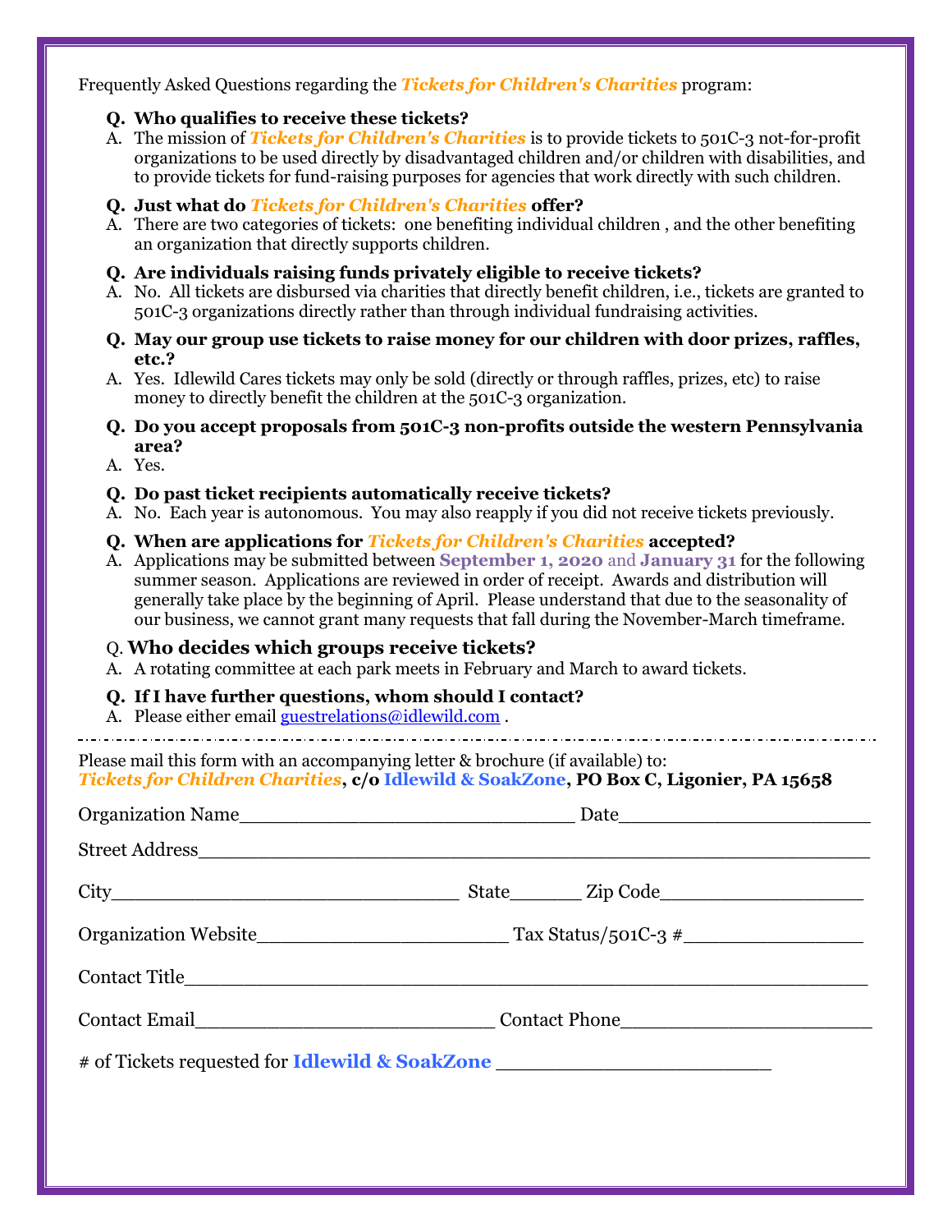Frequently Asked Questions regarding the ***Tickets for Children's Charities*** program:

**Q. Who qualifies to receive these tickets?**

A. The mission of ***Tickets for Children's Charities*** is to provide tickets to 501C-3 not-for-profit organizations to be used directly by disadvantaged children and/or children with disabilities, and to provide tickets for fund-raising purposes for agencies that work directly with such children.

**Q. Just what do *Tickets for Children's Charities* offer?**

A. There are two categories of tickets: one benefiting individual children , and the other benefiting an organization that directly supports children.

**Q. Are individuals raising funds privately eligible to receive tickets?**

A. No. All tickets are disbursed via charities that directly benefit children, i.e., tickets are granted to 501C-3 organizations directly rather than through individual fundraising activities.

**Q. May our group use tickets to raise money for our children with door prizes, raffles, etc.?**

A. Yes. Idlewild Cares tickets may only be sold (directly or through raffles, prizes, etc) to raise money to directly benefit the children at the 501C-3 organization.

**Q. Do you accept proposals from 501C-3 non-profits outside the western Pennsylvania area?**

A. Yes.

**Q. Do past ticket recipients automatically receive tickets?**

A. No. Each year is autonomous. You may also reapply if you did not receive tickets previously.

**Q. When are applications for *Tickets for Children's Charities* accepted?**

A. Applications may be submitted between **September 1, 2020** and **January 31** for the following summer season. Applications are reviewed in order of receipt. Awards and distribution will generally take place by the beginning of April. Please understand that due to the seasonality of our business, we cannot grant many requests that fall during the November-March timeframe.

Q. **Who decides which groups receive tickets?**

A. A rotating committee at each park meets in February and March to award tickets.

**Q. If I have further questions, whom should I contact?**

A. Please either email guestrelations@idlewild.com .

---

Please mail this form with an accompanying letter & brochure (if available) to:
***Tickets for Children Charities*, c/o Idlewild & SoakZone, PO Box C, Ligonier, PA 15658**

Organization Name______________________________ Date______________________

Street Address_____________________________________________________________

City_______________________________ State______ Zip Code__________________

Organization Website______________________ Tax Status/501C-3 #________________

Contact Title______________________________________________________________

Contact Email__________________________ Contact Phone______________________

# of Tickets requested for **Idlewild & SoakZone** ________________________